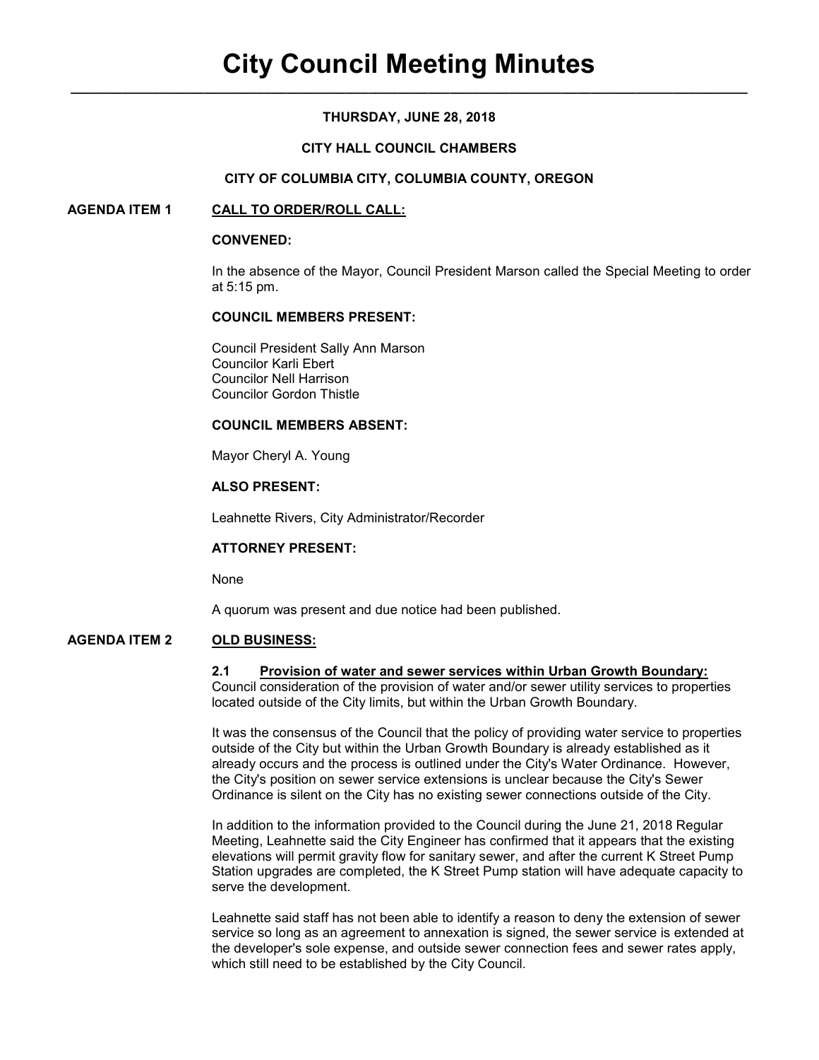# City Council Meeting Minutes

**THURSDAY, JUNE 28, 2018**

**CITY HALL COUNCIL CHAMBERS**

**CITY OF COLUMBIA CITY, COLUMBIA COUNTY, OREGON**

## AGENDA ITEM 1 CALL TO ORDER/ROLL CALL:

**CONVENED:**

In the absence of the Mayor, Council President Marson called the Special Meeting to order at 5:15 pm.

**COUNCIL MEMBERS PRESENT:**

Council President Sally Ann Marson
Councilor Karli Ebert
Councilor Nell Harrison
Councilor Gordon Thistle

**COUNCIL MEMBERS ABSENT:**

Mayor Cheryl A. Young

**ALSO PRESENT:**

Leahnette Rivers, City Administrator/Recorder

**ATTORNEY PRESENT:**

None

A quorum was present and due notice had been published.

## AGENDA ITEM 2 OLD BUSINESS:

**2.1 Provision of water and sewer services within Urban Growth Boundary:**
Council consideration of the provision of water and/or sewer utility services to properties located outside of the City limits, but within the Urban Growth Boundary.

It was the consensus of the Council that the policy of providing water service to properties outside of the City but within the Urban Growth Boundary is already established as it already occurs and the process is outlined under the City's Water Ordinance. However, the City's position on sewer service extensions is unclear because the City's Sewer Ordinance is silent on the City has no existing sewer connections outside of the City.

In addition to the information provided to the Council during the June 21, 2018 Regular Meeting, Leahnette said the City Engineer has confirmed that it appears that the existing elevations will permit gravity flow for sanitary sewer, and after the current K Street Pump Station upgrades are completed, the K Street Pump station will have adequate capacity to serve the development.

Leahnette said staff has not been able to identify a reason to deny the extension of sewer service so long as an agreement to annexation is signed, the sewer service is extended at the developer's sole expense, and outside sewer connection fees and sewer rates apply, which still need to be established by the City Council.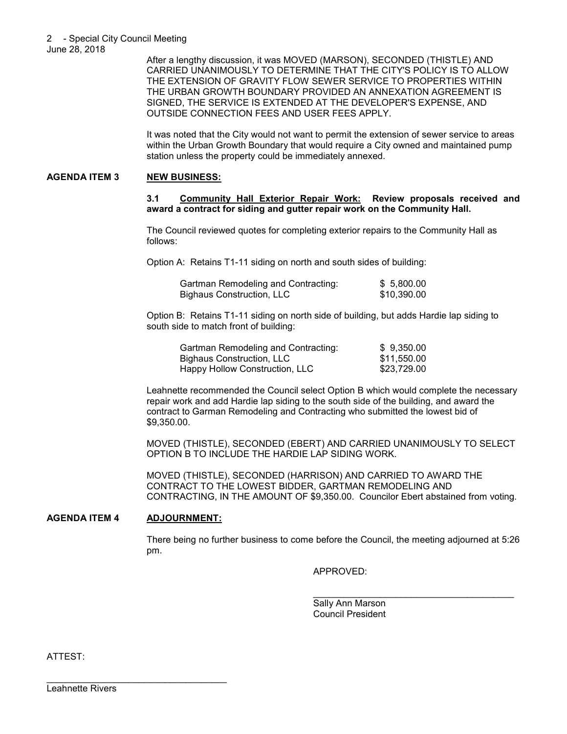After a lengthy discussion, it was MOVED (MARSON), SECONDED (THISTLE) AND CARRIED UNANIMOUSLY TO DETERMINE THAT THE CITY'S POLICY IS TO ALLOW THE EXTENSION OF GRAVITY FLOW SEWER SERVICE TO PROPERTIES WITHIN THE URBAN GROWTH BOUNDARY PROVIDED AN ANNEXATION AGREEMENT IS SIGNED, THE SERVICE IS EXTENDED AT THE DEVELOPER'S EXPENSE, AND OUTSIDE CONNECTION FEES AND USER FEES APPLY.

It was noted that the City would not want to permit the extension of sewer service to areas within the Urban Growth Boundary that would require a City owned and maintained pump station unless the property could be immediately annexed.

## AGENDA ITEM 3 NEW BUSINESS:

**3.1 Community Hall Exterior Repair Work: Review proposals received and award a contract for siding and gutter repair work on the Community Hall.**

The Council reviewed quotes for completing exterior repairs to the Community Hall as follows:

Option A: Retains T1-11 siding on north and south sides of building:

| | |
|---|---|
| Gartman Remodeling and Contracting: | $ 5,800.00 |
| Bighaus Construction, LLC | $10,390.00 |

Option B: Retains T1-11 siding on north side of building, but adds Hardie lap siding to south side to match front of building:

| | |
|---|---|
| Gartman Remodeling and Contracting: | $ 9,350.00 |
| Bighaus Construction, LLC | $11,550.00 |
| Happy Hollow Construction, LLC | $23,729.00 |

Leahnette recommended the Council select Option B which would complete the necessary repair work and add Hardie lap siding to the south side of the building, and award the contract to Garman Remodeling and Contracting who submitted the lowest bid of $9,350.00.

MOVED (THISTLE), SECONDED (EBERT) AND CARRIED UNANIMOUSLY TO SELECT OPTION B TO INCLUDE THE HARDIE LAP SIDING WORK.

MOVED (THISTLE), SECONDED (HARRISON) AND CARRIED TO AWARD THE CONTRACT TO THE LOWEST BIDDER, GARTMAN REMODELING AND CONTRACTING, IN THE AMOUNT OF $9,350.00. Councilor Ebert abstained from voting.

## AGENDA ITEM 4 ADJOURNMENT:

There being no further business to come before the Council, the meeting adjourned at 5:26 pm.

APPROVED:

\_\_\_\_\_\_\_\_\_\_\_\_\_\_\_\_\_\_\_\_\_\_\_\_\_\_\_\_\_\_\_\_\_\_\_\_\_\_\_\_

Sally Ann Marson
Council President

ATTEST:

\_\_\_\_\_\_\_\_\_\_\_\_\_\_\_\_\_\_\_\_\_\_\_\_\_\_\_\_\_\_\_\_\_\_\_\_\_\_\_\_

Leahnette Rivers